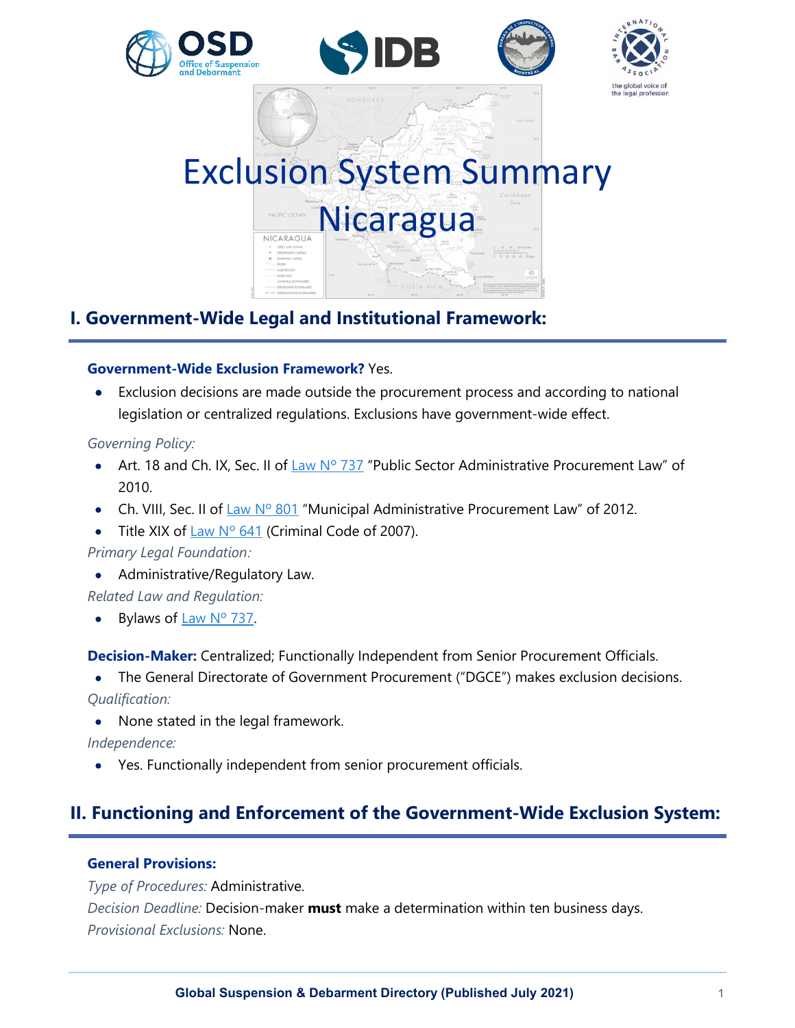# Exclusion System Summary

# Nicaragua

## I. Government-Wide Legal and Institutional Framework:

**Government-Wide Exclusion Framework?** Yes.

- Exclusion decisions are made outside the procurement process and according to national legislation or centralized regulations. Exclusions have government-wide effect.

*Governing Policy:*

- Art. 18 and Ch. IX, Sec. II of Law Nº 737 "Public Sector Administrative Procurement Law" of 2010.
- Ch. VIII, Sec. II of Law Nº 801 "Municipal Administrative Procurement Law" of 2012.
- Title XIX of Law Nº 641 (Criminal Code of 2007).

*Primary Legal Foundation:*

- Administrative/Regulatory Law.

*Related Law and Regulation:*

- Bylaws of Law Nº 737.

**Decision-Maker:** Centralized; Functionally Independent from Senior Procurement Officials.

- The General Directorate of Government Procurement ("DGCE") makes exclusion decisions.

*Qualification:*

- None stated in the legal framework.

*Independence:*

- Yes. Functionally independent from senior procurement officials.

## II. Functioning and Enforcement of the Government-Wide Exclusion System:

**General Provisions:**

*Type of Procedures:* Administrative.

*Decision Deadline:* Decision-maker **must** make a determination within ten business days.

*Provisional Exclusions:* None.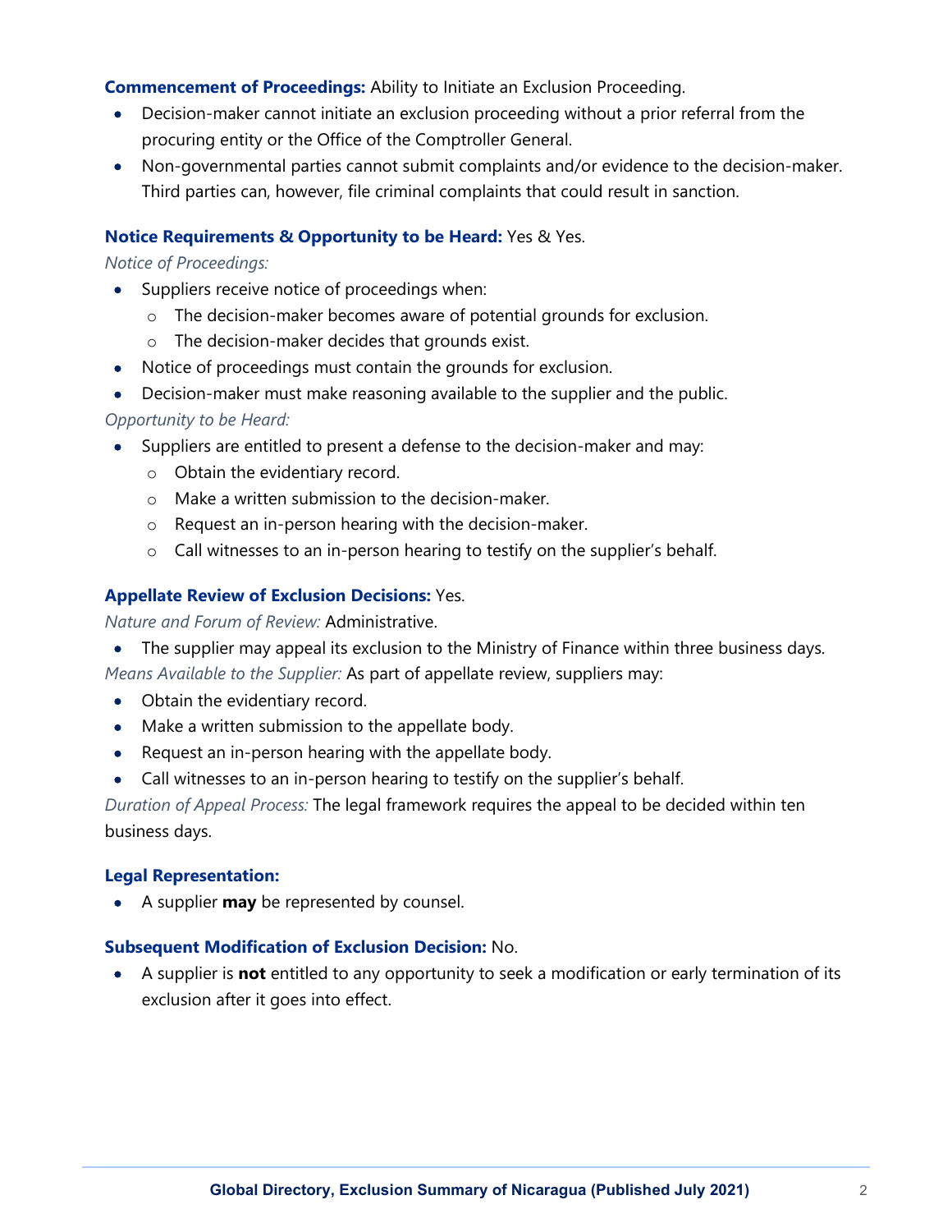**Commencement of Proceedings:** Ability to Initiate an Exclusion Proceeding.

- Decision-maker cannot initiate an exclusion proceeding without a prior referral from the procuring entity or the Office of the Comptroller General.
- Non-governmental parties cannot submit complaints and/or evidence to the decision-maker. Third parties can, however, file criminal complaints that could result in sanction.

**Notice Requirements & Opportunity to be Heard:** Yes & Yes.

*Notice of Proceedings:*

- Suppliers receive notice of proceedings when:
  - The decision-maker becomes aware of potential grounds for exclusion.
  - The decision-maker decides that grounds exist.
- Notice of proceedings must contain the grounds for exclusion.
- Decision-maker must make reasoning available to the supplier and the public.

*Opportunity to be Heard:*

- Suppliers are entitled to present a defense to the decision-maker and may:
  - Obtain the evidentiary record.
  - Make a written submission to the decision-maker.
  - Request an in-person hearing with the decision-maker.
  - Call witnesses to an in-person hearing to testify on the supplier's behalf.

**Appellate Review of Exclusion Decisions:** Yes.

*Nature and Forum of Review:* Administrative.

- The supplier may appeal its exclusion to the Ministry of Finance within three business days.

*Means Available to the Supplier:* As part of appellate review, suppliers may:

- Obtain the evidentiary record.
- Make a written submission to the appellate body.
- Request an in-person hearing with the appellate body.
- Call witnesses to an in-person hearing to testify on the supplier's behalf.

*Duration of Appeal Process:* The legal framework requires the appeal to be decided within ten business days.

**Legal Representation:**

- A supplier **may** be represented by counsel.

**Subsequent Modification of Exclusion Decision:** No.

- A supplier is **not** entitled to any opportunity to seek a modification or early termination of its exclusion after it goes into effect.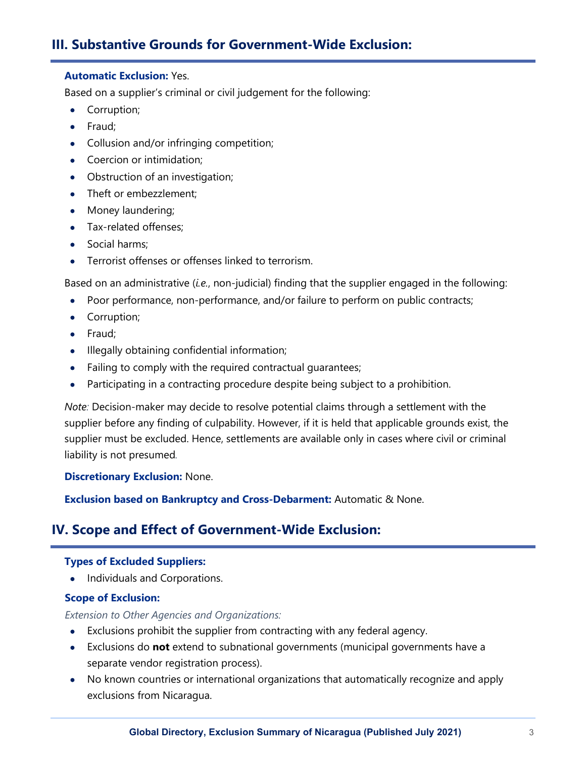## III. Substantive Grounds for Government-Wide Exclusion:

**Automatic Exclusion:** Yes.

Based on a supplier's criminal or civil judgement for the following:

- Corruption;
- Fraud;
- Collusion and/or infringing competition;
- Coercion or intimidation;
- Obstruction of an investigation;
- Theft or embezzlement;
- Money laundering;
- Tax-related offenses;
- Social harms;
- Terrorist offenses or offenses linked to terrorism.

Based on an administrative (*i.e.*, non-judicial) finding that the supplier engaged in the following:

- Poor performance, non-performance, and/or failure to perform on public contracts;
- Corruption;
- Fraud;
- Illegally obtaining confidential information;
- Failing to comply with the required contractual guarantees;
- Participating in a contracting procedure despite being subject to a prohibition.

*Note:* Decision-maker may decide to resolve potential claims through a settlement with the supplier before any finding of culpability. However, if it is held that applicable grounds exist, the supplier must be excluded. Hence, settlements are available only in cases where civil or criminal liability is not presumed.

**Discretionary Exclusion:** None.

**Exclusion based on Bankruptcy and Cross-Debarment:** Automatic & None.

## IV. Scope and Effect of Government-Wide Exclusion:

**Types of Excluded Suppliers:**

- Individuals and Corporations.

**Scope of Exclusion:**

*Extension to Other Agencies and Organizations:*

- Exclusions prohibit the supplier from contracting with any federal agency.
- Exclusions do **not** extend to subnational governments (municipal governments have a separate vendor registration process).
- No known countries or international organizations that automatically recognize and apply exclusions from Nicaragua.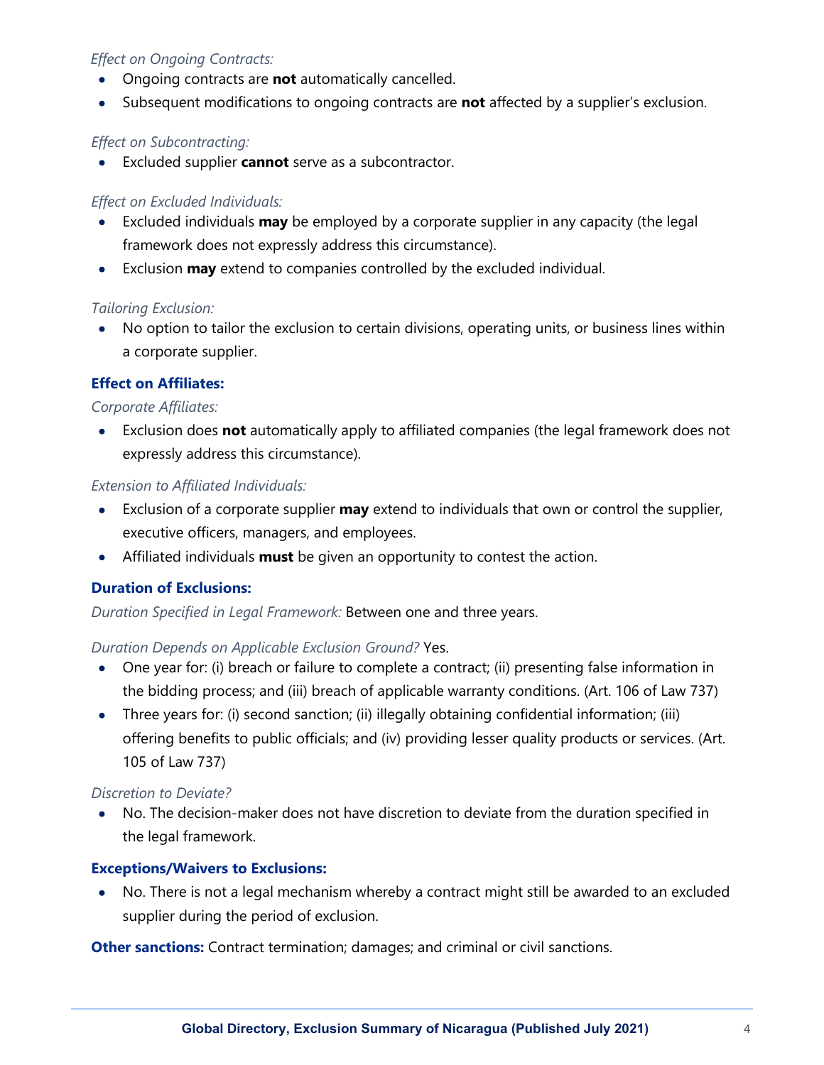*Effect on Ongoing Contracts:*

- Ongoing contracts are **not** automatically cancelled.
- Subsequent modifications to ongoing contracts are **not** affected by a supplier's exclusion.

*Effect on Subcontracting:*

- Excluded supplier **cannot** serve as a subcontractor.

*Effect on Excluded Individuals:*

- Excluded individuals **may** be employed by a corporate supplier in any capacity (the legal framework does not expressly address this circumstance).
- Exclusion **may** extend to companies controlled by the excluded individual.

*Tailoring Exclusion:*

- No option to tailor the exclusion to certain divisions, operating units, or business lines within a corporate supplier.

**Effect on Affiliates:**

*Corporate Affiliates:*

- Exclusion does **not** automatically apply to affiliated companies (the legal framework does not expressly address this circumstance).

*Extension to Affiliated Individuals:*

- Exclusion of a corporate supplier **may** extend to individuals that own or control the supplier, executive officers, managers, and employees.
- Affiliated individuals **must** be given an opportunity to contest the action.

**Duration of Exclusions:**

*Duration Specified in Legal Framework:* Between one and three years.

*Duration Depends on Applicable Exclusion Ground?* Yes.

- One year for: (i) breach or failure to complete a contract; (ii) presenting false information in the bidding process; and (iii) breach of applicable warranty conditions. (Art. 106 of Law 737)
- Three years for: (i) second sanction; (ii) illegally obtaining confidential information; (iii) offering benefits to public officials; and (iv) providing lesser quality products or services. (Art. 105 of Law 737)

*Discretion to Deviate?*

- No. The decision-maker does not have discretion to deviate from the duration specified in the legal framework.

**Exceptions/Waivers to Exclusions:**

- No. There is not a legal mechanism whereby a contract might still be awarded to an excluded supplier during the period of exclusion.

**Other sanctions:** Contract termination; damages; and criminal or civil sanctions.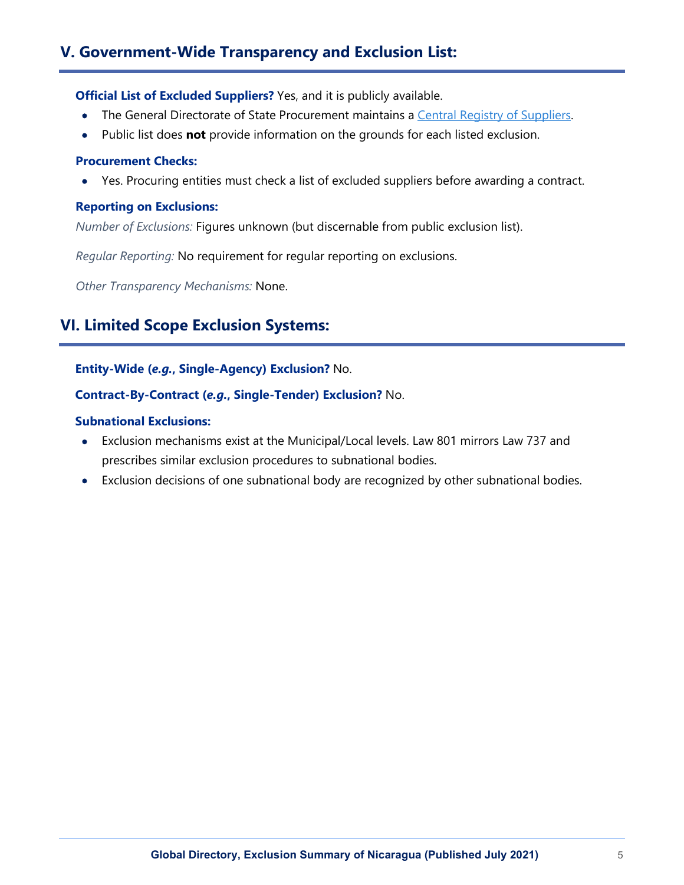## V. Government-Wide Transparency and Exclusion List:

**Official List of Excluded Suppliers?** Yes, and it is publicly available.

- The General Directorate of State Procurement maintains a Central Registry of Suppliers.
- Public list does **not** provide information on the grounds for each listed exclusion.

**Procurement Checks:**

- Yes. Procuring entities must check a list of excluded suppliers before awarding a contract.

**Reporting on Exclusions:**

*Number of Exclusions:* Figures unknown (but discernable from public exclusion list).

*Regular Reporting:* No requirement for regular reporting on exclusions.

*Other Transparency Mechanisms:* None.

## VI. Limited Scope Exclusion Systems:

**Entity-Wide (*e.g.*, Single-Agency) Exclusion?** No.

**Contract-By-Contract (*e.g.*, Single-Tender) Exclusion?** No.

**Subnational Exclusions:**

- Exclusion mechanisms exist at the Municipal/Local levels. Law 801 mirrors Law 737 and prescribes similar exclusion procedures to subnational bodies.
- Exclusion decisions of one subnational body are recognized by other subnational bodies.